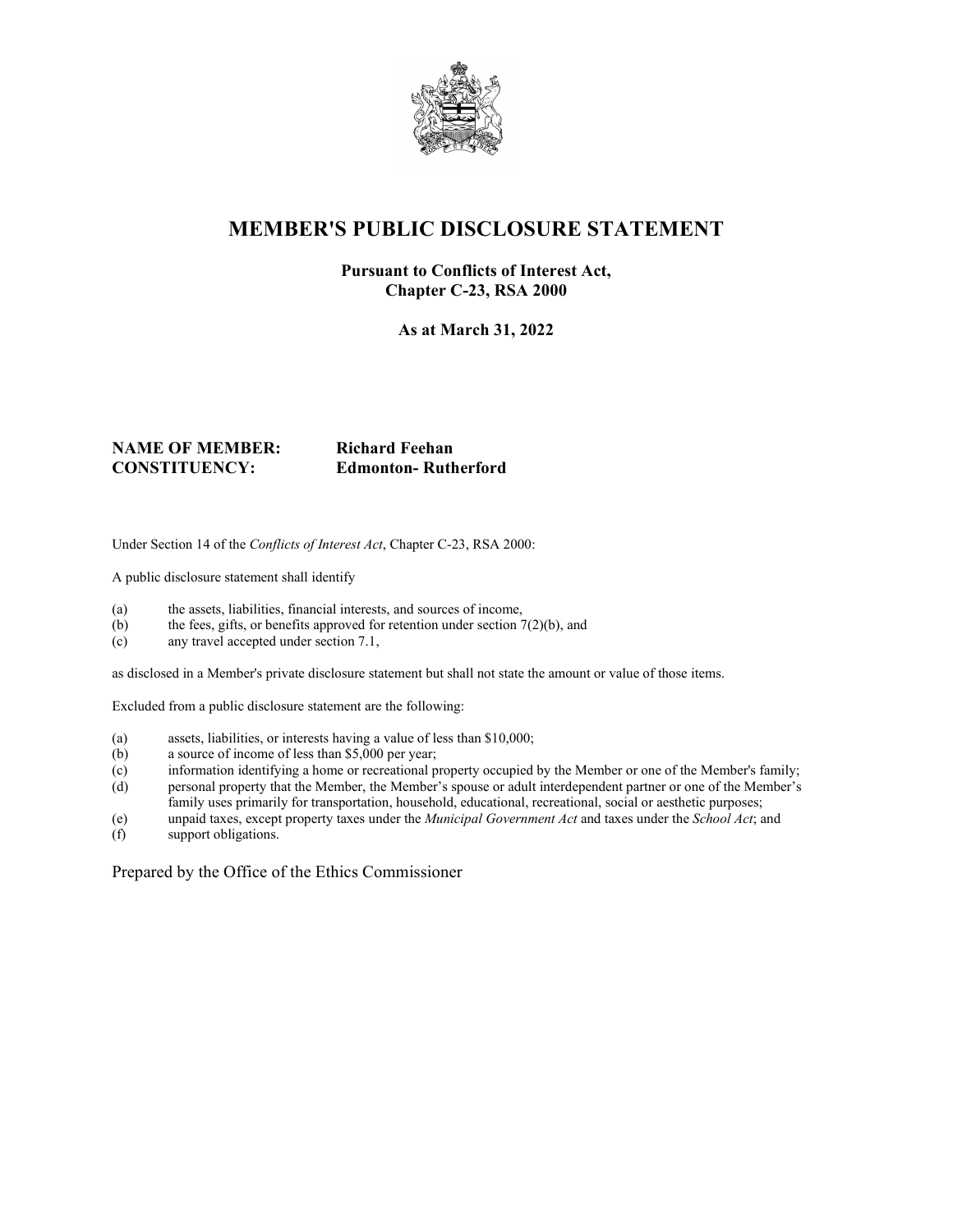# MEMBER'S PUBLIC DISCLOSURE STATEMENT

**Pursuant to Conflicts of Interest Act,**
**Chapter C-23, RSA 2000**

**As at March 31, 2022**

**NAME OF MEMBER:** **Richard Feehan**
**CONSTITUENCY:** **Edmonton- Rutherford**

Under Section 14 of the *Conflicts of Interest Act*, Chapter C-23, RSA 2000:

A public disclosure statement shall identify

(a) the assets, liabilities, financial interests, and sources of income,
(b) the fees, gifts, or benefits approved for retention under section 7(2)(b), and
(c) any travel accepted under section 7.1,

as disclosed in a Member's private disclosure statement but shall not state the amount or value of those items.

Excluded from a public disclosure statement are the following:

(a) assets, liabilities, or interests having a value of less than $10,000;
(b) a source of income of less than $5,000 per year;
(c) information identifying a home or recreational property occupied by the Member or one of the Member's family;
(d) personal property that the Member, the Member's spouse or adult interdependent partner or one of the Member's family uses primarily for transportation, household, educational, recreational, social or aesthetic purposes;
(e) unpaid taxes, except property taxes under the *Municipal Government Act* and taxes under the *School Act*; and
(f) support obligations.

Prepared by the Office of the Ethics Commissioner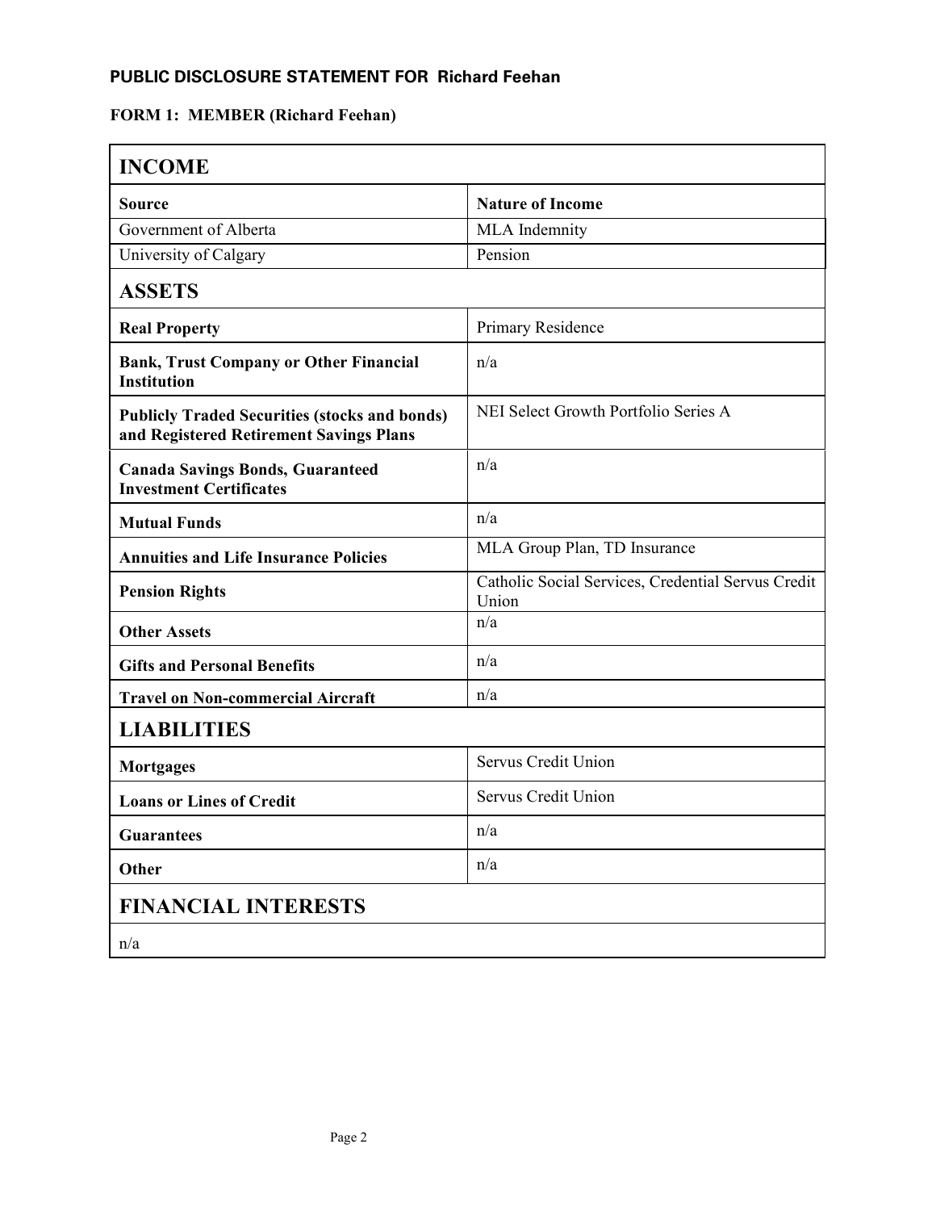**PUBLIC DISCLOSURE STATEMENT FOR Richard Feehan**

**FORM 1: MEMBER (Richard Feehan)**

| **INCOME** | |
|---|---|
| **Source** | **Nature of Income** |
| Government of Alberta | MLA Indemnity |
| University of Calgary | Pension |
| **ASSETS** | |
| **Real Property** | Primary Residence |
| **Bank, Trust Company or Other Financial Institution** | n/a |
| **Publicly Traded Securities (stocks and bonds) and Registered Retirement Savings Plans** | NEI Select Growth Portfolio Series A |
| **Canada Savings Bonds, Guaranteed Investment Certificates** | n/a |
| **Mutual Funds** | n/a |
| **Annuities and Life Insurance Policies** | MLA Group Plan, TD Insurance |
| **Pension Rights** | Catholic Social Services, Credential Servus Credit Union |
| **Other Assets** | n/a |
| **Gifts and Personal Benefits** | n/a |
| **Travel on Non-commercial Aircraft** | n/a |
| **LIABILITIES** | |
| **Mortgages** | Servus Credit Union |
| **Loans or Lines of Credit** | Servus Credit Union |
| **Guarantees** | n/a |
| **Other** | n/a |
| **FINANCIAL INTERESTS** | |
| n/a | |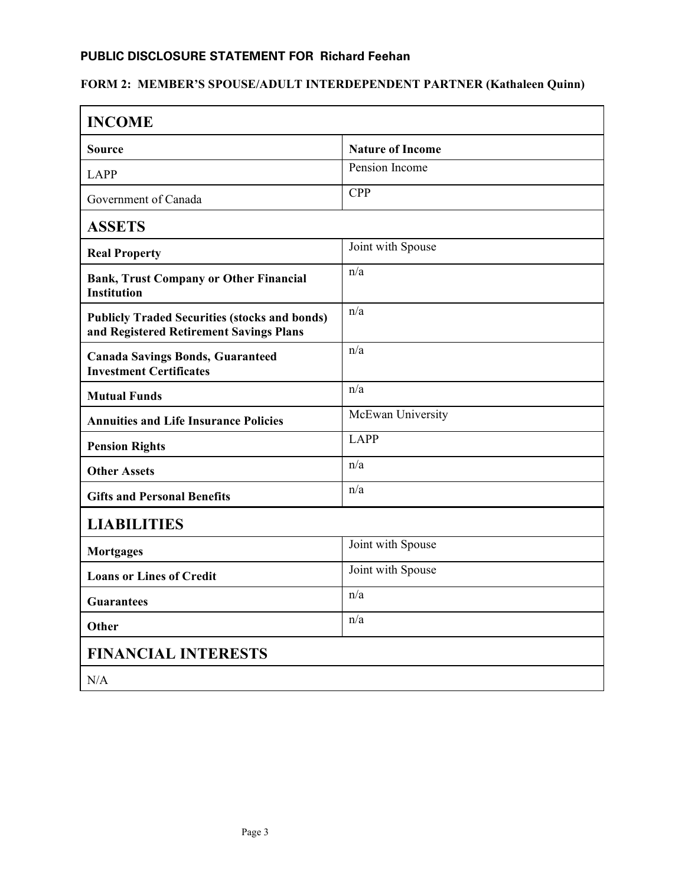**PUBLIC DISCLOSURE STATEMENT FOR Richard Feehan**

**FORM 2: MEMBER'S SPOUSE/ADULT INTERDEPENDENT PARTNER (Kathaleen Quinn)**

## INCOME

| Source | Nature of Income |
|---|---|
| LAPP | Pension Income |
| Government of Canada | CPP |

## ASSETS

| | |
|---|---|
| **Real Property** | Joint with Spouse |
| **Bank, Trust Company or Other Financial Institution** | n/a |
| **Publicly Traded Securities (stocks and bonds) and Registered Retirement Savings Plans** | n/a |
| **Canada Savings Bonds, Guaranteed Investment Certificates** | n/a |
| **Mutual Funds** | n/a |
| **Annuities and Life Insurance Policies** | McEwan University |
| **Pension Rights** | LAPP |
| **Other Assets** | n/a |
| **Gifts and Personal Benefits** | n/a |

## LIABILITIES

| | |
|---|---|
| **Mortgages** | Joint with Spouse |
| **Loans or Lines of Credit** | Joint with Spouse |
| **Guarantees** | n/a |
| **Other** | n/a |

## FINANCIAL INTERESTS

N/A